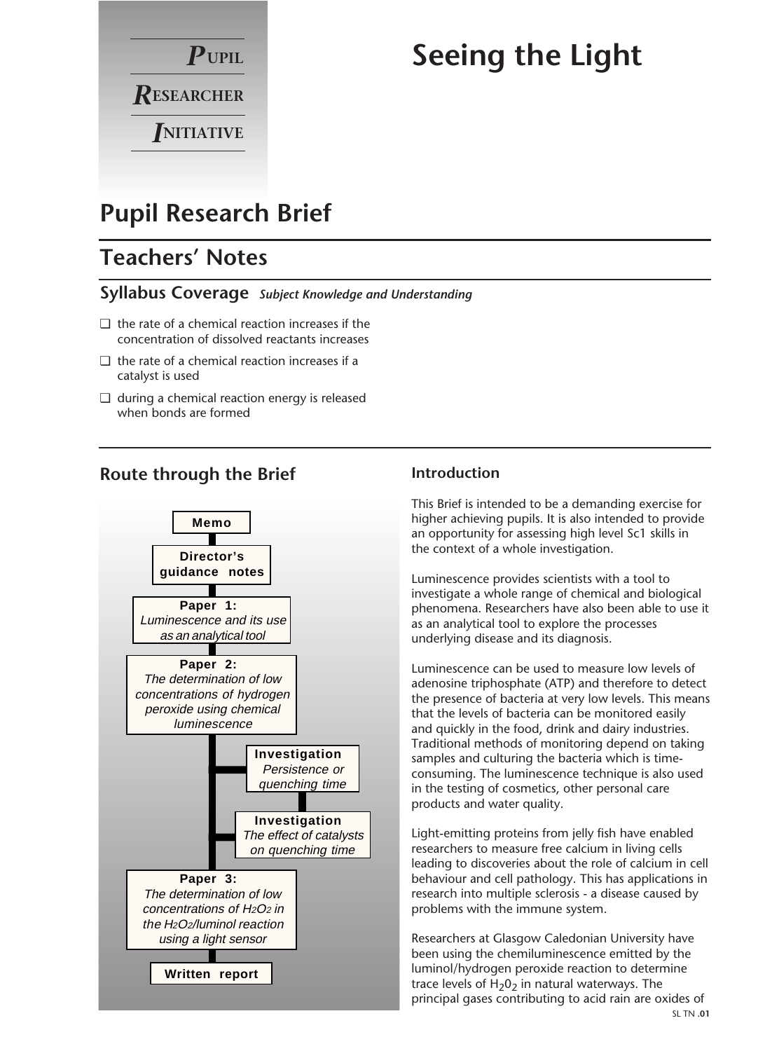**PUPIL RESEARCHER INITIATIVE**

# Seeing the Light

## Pupil Research Brief

## Teachers' Notes

### Syllabus Coverage *Subject Knowledge and Understanding*

- the rate of a chemical reaction increases if the concentration of dissolved reactants increases
- the rate of a chemical reaction increases if a catalyst is used
- during a chemical reaction energy is released when bonds are formed

### Route through the Brief

- **Memo**
- **Director's guidance notes**
- **Paper 1:** *Luminescence and its use as an analytical tool*
- **Paper 2:** *The determination of low concentrations of hydrogen peroxide using chemical luminescence*
  - **Investigation** *Persistence or quenching time*
  - **Investigation** *The effect of catalysts on quenching time*
- **Paper 3:** *The determination of low concentrations of $H_2O_2$ in the $H_2O_2$/luminol reaction using a light sensor*
- **Written report**

### Introduction

This Brief is intended to be a demanding exercise for higher achieving pupils. It is also intended to provide an opportunity for assessing high level Sc1 skills in the context of a whole investigation.

Luminescence provides scientists with a tool to investigate a whole range of chemical and biological phenomena. Researchers have also been able to use it as an analytical tool to explore the processes underlying disease and its diagnosis.

Luminescence can be used to measure low levels of adenosine triphosphate (ATP) and therefore to detect the presence of bacteria at very low levels. This means that the levels of bacteria can be monitored easily and quickly in the food, drink and dairy industries. Traditional methods of monitoring depend on taking samples and culturing the bacteria which is time-consuming. The luminescence technique is also used in the testing of cosmetics, other personal care products and water quality.

Light-emitting proteins from jelly fish have enabled researchers to measure free calcium in living cells leading to discoveries about the role of calcium in cell behaviour and cell pathology. This has applications in research into multiple sclerosis - a disease caused by problems with the immune system.

Researchers at Glasgow Caledonian University have been using the chemiluminescence emitted by the luminol/hydrogen peroxide reaction to determine trace levels of $H_20_2$ in natural waterways. The principal gases contributing to acid rain are oxides of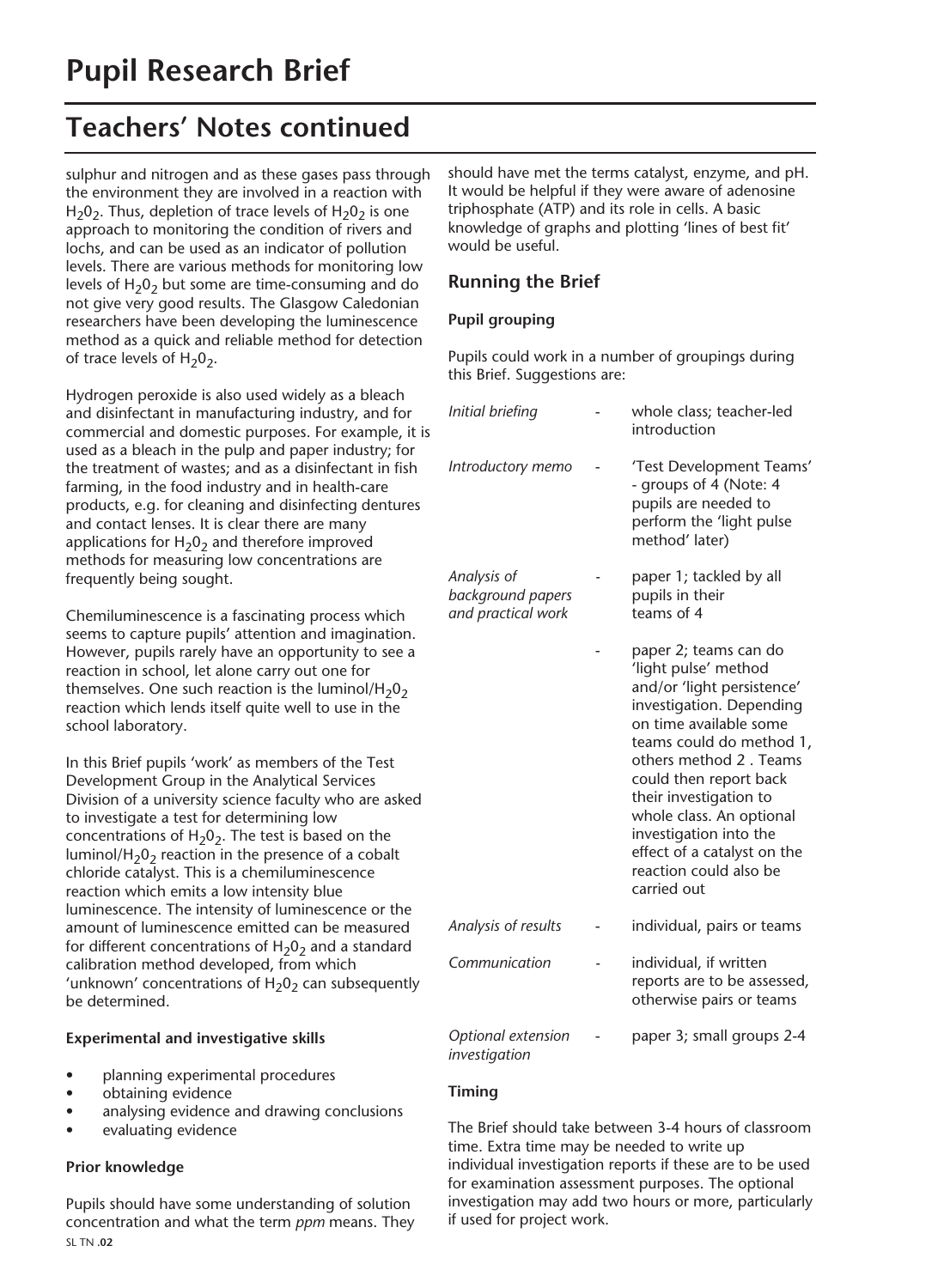# Pupil Research Brief

## Teachers' Notes continued

sulphur and nitrogen and as these gases pass through the environment they are involved in a reaction with $H_20_2$. Thus, depletion of trace levels of $H_20_2$ is one approach to monitoring the condition of rivers and lochs, and can be used as an indicator of pollution levels. There are various methods for monitoring low levels of $H_20_2$ but some are time-consuming and do not give very good results. The Glasgow Caledonian researchers have been developing the luminescence method as a quick and reliable method for detection of trace levels of $H_20_2$.

Hydrogen peroxide is also used widely as a bleach and disinfectant in manufacturing industry, and for commercial and domestic purposes. For example, it is used as a bleach in the pulp and paper industry; for the treatment of wastes; and as a disinfectant in fish farming, in the food industry and in health-care products, e.g. for cleaning and disinfecting dentures and contact lenses. It is clear there are many applications for $H_20_2$ and therefore improved methods for measuring low concentrations are frequently being sought.

Chemiluminescence is a fascinating process which seems to capture pupils' attention and imagination. However, pupils rarely have an opportunity to see a reaction in school, let alone carry out one for themselves. One such reaction is the luminol/$H_20_2$ reaction which lends itself quite well to use in the school laboratory.

In this Brief pupils 'work' as members of the Test Development Group in the Analytical Services Division of a university science faculty who are asked to investigate a test for determining low concentrations of $H_20_2$. The test is based on the luminol/$H_20_2$ reaction in the presence of a cobalt chloride catalyst. This is a chemiluminescence reaction which emits a low intensity blue luminescence. The intensity of luminescence or the amount of luminescence emitted can be measured for different concentrations of $H_20_2$ and a standard calibration method developed, from which 'unknown' concentrations of $H_20_2$ can subsequently be determined.

### Experimental and investigative skills

- planning experimental procedures
- obtaining evidence
- analysing evidence and drawing conclusions
- evaluating evidence

### Prior knowledge

Pupils should have some understanding of solution concentration and what the term *ppm* means. They should have met the terms catalyst, enzyme, and pH. It would be helpful if they were aware of adenosine triphosphate (ATP) and its role in cells. A basic knowledge of graphs and plotting 'lines of best fit' would be useful.

## Running the Brief

### Pupil grouping

Pupils could work in a number of groupings during this Brief. Suggestions are:

| | | |
|---|---|---|
| *Initial briefing* | - | whole class; teacher-led introduction |
| *Introductory memo* | - | 'Test Development Teams' - groups of 4 (Note: 4 pupils are needed to perform the 'light pulse method' later) |
| *Analysis of background papers and practical work* | - | paper 1; tackled by all pupils in their teams of 4 |
| | - | paper 2; teams can do 'light pulse' method and/or 'light persistence' investigation. Depending on time available some teams could do method 1, others method 2 . Teams could then report back their investigation to whole class. An optional investigation into the effect of a catalyst on the reaction could also be carried out |
| *Analysis of results* | - | individual, pairs or teams |
| *Communication* | - | individual, if written reports are to be assessed, otherwise pairs or teams |
| *Optional extension investigation* | - | paper 3; small groups 2-4 |

### Timing

The Brief should take between 3-4 hours of classroom time. Extra time may be needed to write up individual investigation reports if these are to be used for examination assessment purposes. The optional investigation may add two hours or more, particularly if used for project work.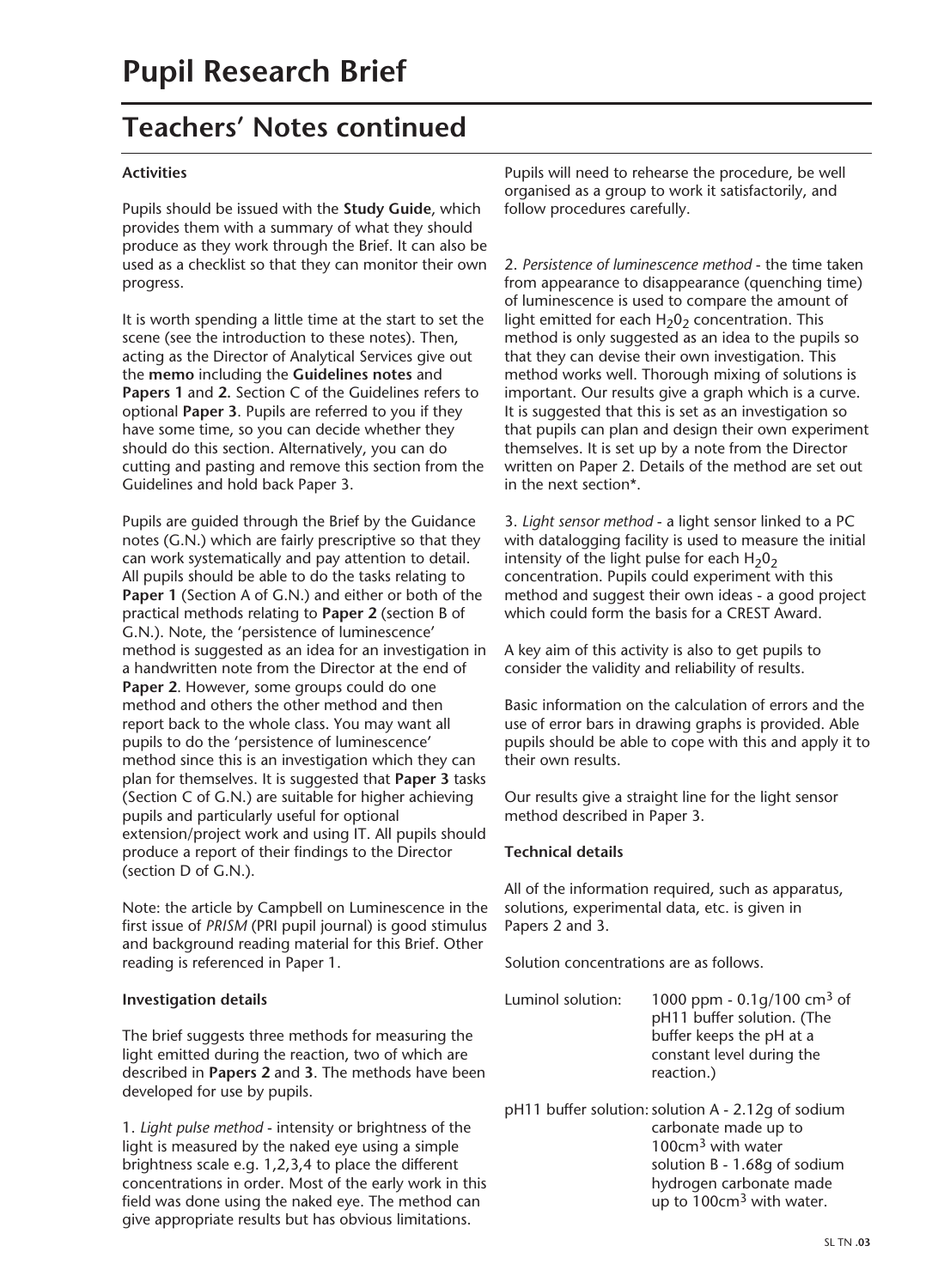# Pupil Research Brief

## Teachers' Notes continued

**Activities**

Pupils should be issued with the **Study Guide**, which provides them with a summary of what they should produce as they work through the Brief. It can also be used as a checklist so that they can monitor their own progress.

It is worth spending a little time at the start to set the scene (see the introduction to these notes). Then, acting as the Director of Analytical Services give out the **memo** including the **Guidelines notes** and **Papers 1** and **2.** Section C of the Guidelines refers to optional **Paper 3**. Pupils are referred to you if they have some time, so you can decide whether they should do this section. Alternatively, you can do cutting and pasting and remove this section from the Guidelines and hold back Paper 3.

Pupils are guided through the Brief by the Guidance notes (G.N.) which are fairly prescriptive so that they can work systematically and pay attention to detail. All pupils should be able to do the tasks relating to **Paper 1** (Section A of G.N.) and either or both of the practical methods relating to **Paper 2** (section B of G.N.). Note, the 'persistence of luminescence' method is suggested as an idea for an investigation in a handwritten note from the Director at the end of **Paper 2**. However, some groups could do one method and others the other method and then report back to the whole class. You may want all pupils to do the 'persistence of luminescence' method since this is an investigation which they can plan for themselves. It is suggested that **Paper 3** tasks (Section C of G.N.) are suitable for higher achieving pupils and particularly useful for optional extension/project work and using IT. All pupils should produce a report of their findings to the Director (section D of G.N.).

Note: the article by Campbell on Luminescence in the first issue of *PRISM* (PRI pupil journal) is good stimulus and background reading material for this Brief. Other reading is referenced in Paper 1.

**Investigation details**

The brief suggests three methods for measuring the light emitted during the reaction, two of which are described in **Papers 2** and **3**. The methods have been developed for use by pupils.

1. *Light pulse method* - intensity or brightness of the light is measured by the naked eye using a simple brightness scale e.g. 1,2,3,4 to place the different concentrations in order. Most of the early work in this field was done using the naked eye. The method can give appropriate results but has obvious limitations.

Pupils will need to rehearse the procedure, be well organised as a group to work it satisfactorily, and follow procedures carefully.

2. *Persistence of luminescence method* - the time taken from appearance to disappearance (quenching time) of luminescence is used to compare the amount of light emitted for each $H_2O_2$ concentration. This method is only suggested as an idea to the pupils so that they can devise their own investigation. This method works well. Thorough mixing of solutions is important. Our results give a graph which is a curve. It is suggested that this is set as an investigation so that pupils can plan and design their own experiment themselves. It is set up by a note from the Director written on Paper 2. Details of the method are set out in the next section*.

3. *Light sensor method* - a light sensor linked to a PC with datalogging facility is used to measure the initial intensity of the light pulse for each $H_2O_2$ concentration. Pupils could experiment with this method and suggest their own ideas - a good project which could form the basis for a CREST Award.

A key aim of this activity is also to get pupils to consider the validity and reliability of results.

Basic information on the calculation of errors and the use of error bars in drawing graphs is provided. Able pupils should be able to cope with this and apply it to their own results.

Our results give a straight line for the light sensor method described in Paper 3.

**Technical details**

All of the information required, such as apparatus, solutions, experimental data, etc. is given in Papers 2 and 3.

Solution concentrations are as follows.

| | |
|---|---|
| Luminol solution: | 1000 ppm - 0.1g/100 $cm^3$ of pH11 buffer solution. (The buffer keeps the pH at a constant level during the reaction.) |
| pH11 buffer solution: | solution A - 2.12g of sodium carbonate made up to 100$cm^3$ with water<br>solution B - 1.68g of sodium hydrogen carbonate made up to 100$cm^3$ with water. |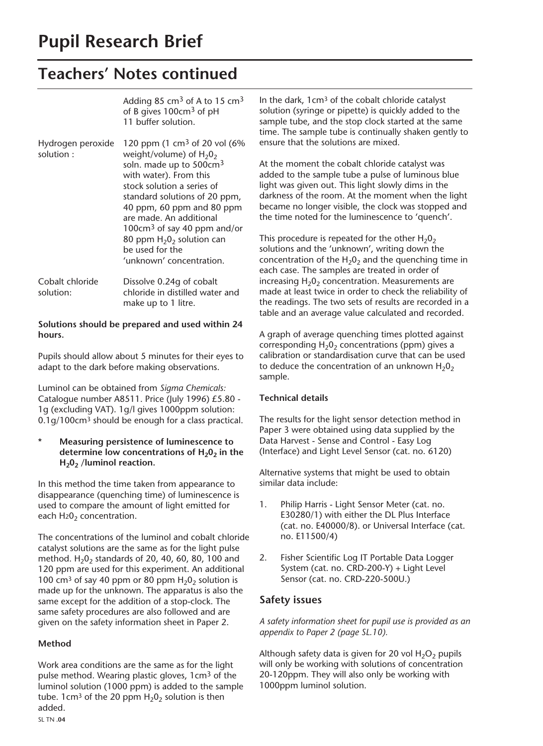# Pupil Research Brief

## Teachers' Notes continued

| | |
|---|---|
| | Adding 85 $cm^3$ of A to 15 $cm^3$ of B gives 100$cm^3$ of pH 11 buffer solution. |
| Hydrogen peroxide solution : | 120 ppm (1 $cm^3$ of 20 vol (6% weight/volume) of $H_2O_2$ soln. made up to 500$cm^3$ with water). From this stock solution a series of standard solutions of 20 ppm, 40 ppm, 60 ppm and 80 ppm are made. An additional 100$cm^3$ of say 40 ppm and/or 80 ppm $H_2O_2$ solution can be used for the 'unknown' concentration. |
| Cobalt chloride solution: | Dissolve 0.24g of cobalt chloride in distilled water and make up to 1 litre. |

**Solutions should be prepared and used within 24 hours.**

Pupils should allow about 5 minutes for their eyes to adapt to the dark before making observations.

Luminol can be obtained from *Sigma Chemicals:* Catalogue number A8511. Price (July 1996) £5.80 - 1g (excluding VAT). 1g/l gives 1000ppm solution: 0.1g/100$cm^3$ should be enough for a class practical.

\* **Measuring persistence of luminescence to determine low concentrations of $H_2O_2$ in the $H_2O_2$ /luminol reaction.**

In this method the time taken from appearance to disappearance (quenching time) of luminescence is used to compare the amount of light emitted for each $H_2O_2$ concentration.

The concentrations of the luminol and cobalt chloride catalyst solutions are the same as for the light pulse method. $H_2O_2$ standards of 20, 40, 60, 80, 100 and 120 ppm are used for this experiment. An additional 100 $cm^3$ of say 40 ppm or 80 ppm $H_2O_2$ solution is made up for the unknown. The apparatus is also the same except for the addition of a stop-clock. The same safety procedures are also followed and are given on the safety information sheet in Paper 2.

**Method**

Work area conditions are the same as for the light pulse method. Wearing plastic gloves, 1$cm^3$ of the luminol solution (1000 ppm) is added to the sample tube. 1$cm^3$ of the 20 ppm $H_2O_2$ solution is then added.

In the dark, 1$cm^3$ of the cobalt chloride catalyst solution (syringe or pipette) is quickly added to the sample tube, and the stop clock started at the same time. The sample tube is continually shaken gently to ensure that the solutions are mixed.

At the moment the cobalt chloride catalyst was added to the sample tube a pulse of luminous blue light was given out. This light slowly dims in the darkness of the room. At the moment when the light became no longer visible, the clock was stopped and the time noted for the luminescence to 'quench'.

This procedure is repeated for the other $H_2O_2$ solutions and the 'unknown', writing down the concentration of the $H_2O_2$ and the quenching time in each case. The samples are treated in order of increasing $H_2O_2$ concentration. Measurements are made at least twice in order to check the reliability of the readings. The two sets of results are recorded in a table and an average value calculated and recorded.

A graph of average quenching times plotted against corresponding $H_2O_2$ concentrations (ppm) gives a calibration or standardisation curve that can be used to deduce the concentration of an unknown $H_2O_2$ sample.

**Technical details**

The results for the light sensor detection method in Paper 3 were obtained using data supplied by the Data Harvest - Sense and Control - Easy Log (Interface) and Light Level Sensor (cat. no. 6120)

Alternative systems that might be used to obtain similar data include:

1. Philip Harris - Light Sensor Meter (cat. no. E30280/1) with either the DL Plus Interface (cat. no. E40000/8). or Universal Interface (cat. no. E11500/4)
2. Fisher Scientific Log IT Portable Data Logger System (cat. no. CRD-200-Y) + Light Level Sensor (cat. no. CRD-220-500U.)

### Safety issues

*A safety information sheet for pupil use is provided as an appendix to Paper 2 (page SL.10).*

Although safety data is given for 20 vol $H_2O_2$ pupils will only be working with solutions of concentration 20-120ppm. They will also only be working with 1000ppm luminol solution.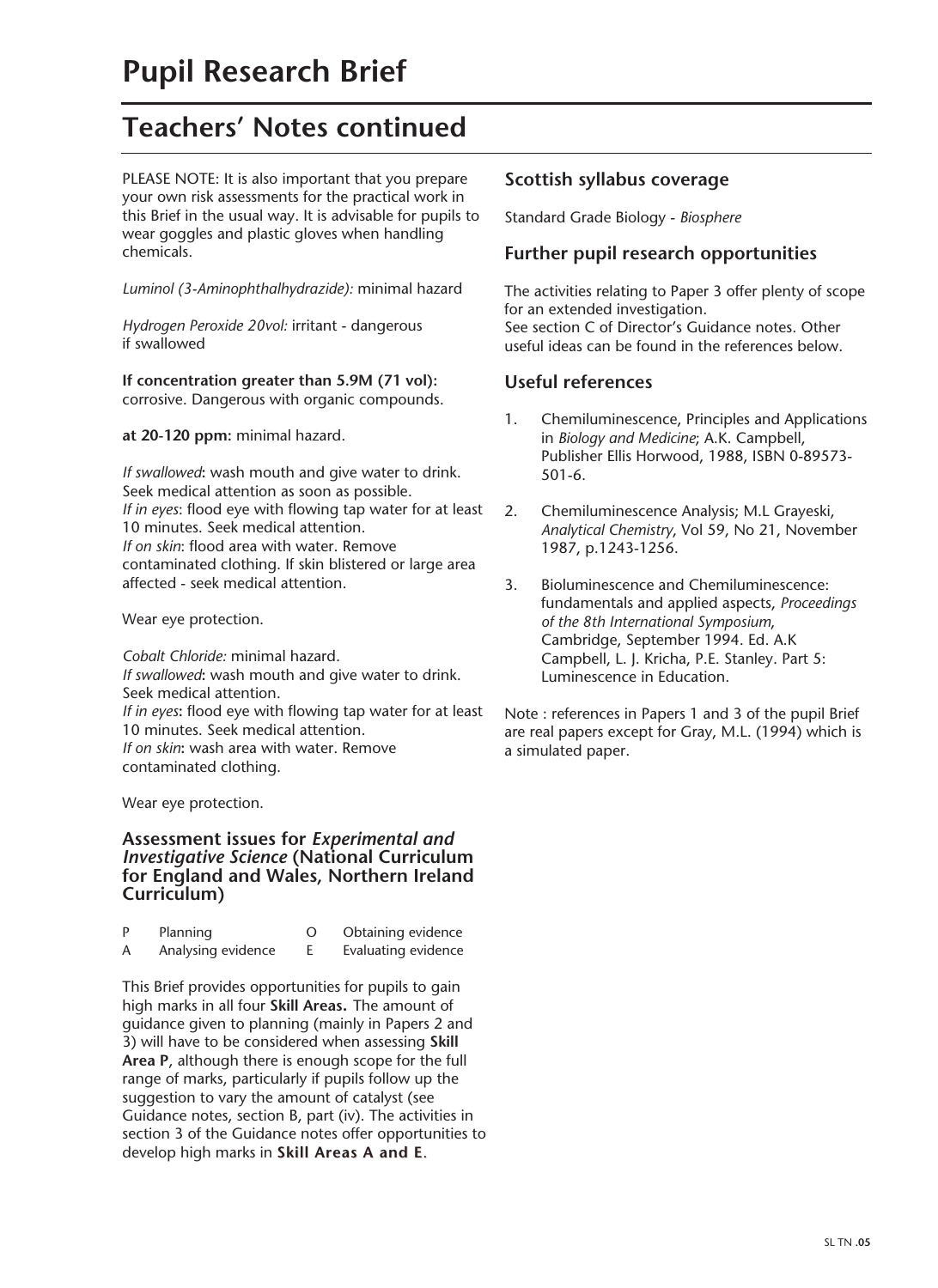# Pupil Research Brief

## Teachers' Notes continued

PLEASE NOTE: It is also important that you prepare your own risk assessments for the practical work in this Brief in the usual way. It is advisable for pupils to wear goggles and plastic gloves when handling chemicals.

*Luminol (3-Aminophthalhydrazide):* minimal hazard

*Hydrogen Peroxide 20vol:* irritant - dangerous if swallowed

**If concentration greater than 5.9M (71 vol):** corrosive. Dangerous with organic compounds.

**at 20-120 ppm:** minimal hazard.

*If swallowed*: wash mouth and give water to drink. Seek medical attention as soon as possible.
*If in eyes*: flood eye with flowing tap water for at least 10 minutes. Seek medical attention.
*If on skin*: flood area with water. Remove contaminated clothing. If skin blistered or large area affected - seek medical attention.

Wear eye protection.

*Cobalt Chloride:* minimal hazard.
*If swallowed*: wash mouth and give water to drink. Seek medical attention.
*If in eyes*: flood eye with flowing tap water for at least 10 minutes. Seek medical attention.
*If on skin*: wash area with water. Remove contaminated clothing.

Wear eye protection.

### Assessment issues for *Experimental and Investigative Science* (National Curriculum for England and Wales, Northern Ireland Curriculum)

| | | | |
|---|---|---|---|
| P | Planning | O | Obtaining evidence |
| A | Analysing evidence | E | Evaluating evidence |

This Brief provides opportunities for pupils to gain high marks in all four **Skill Areas.** The amount of guidance given to planning (mainly in Papers 2 and 3) will have to be considered when assessing **Skill Area P**, although there is enough scope for the full range of marks, particularly if pupils follow up the suggestion to vary the amount of catalyst (see Guidance notes, section B, part (iv). The activities in section 3 of the Guidance notes offer opportunities to develop high marks in **Skill Areas A and E**.

### Scottish syllabus coverage

Standard Grade Biology - *Biosphere*

### Further pupil research opportunities

The activities relating to Paper 3 offer plenty of scope for an extended investigation.
See section C of Director's Guidance notes. Other useful ideas can be found in the references below.

### Useful references

1. Chemiluminescence, Principles and Applications in *Biology and Medicine*; A.K. Campbell, Publisher Ellis Horwood, 1988, ISBN 0-89573-501-6.

2. Chemiluminescence Analysis; M.L Grayeski, *Analytical Chemistry*, Vol 59, No 21, November 1987, p.1243-1256.

3. Bioluminescence and Chemiluminescence: fundamentals and applied aspects, *Proceedings of the 8th International Symposium*, Cambridge, September 1994. Ed. A.K Campbell, L. J. Kricha, P.E. Stanley. Part 5: Luminescence in Education.

Note : references in Papers 1 and 3 of the pupil Brief are real papers except for Gray, M.L. (1994) which is a simulated paper.